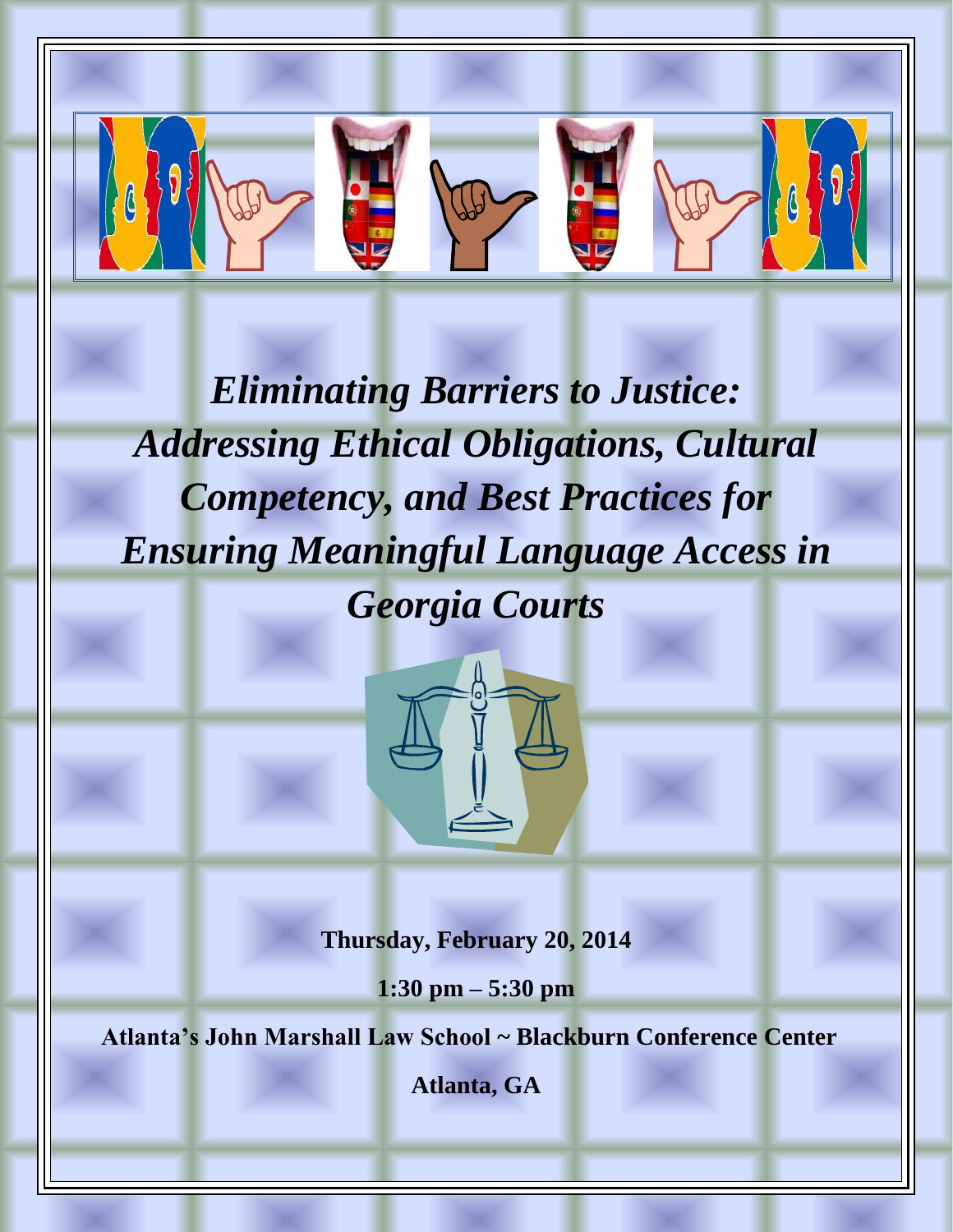# *Eliminating Barriers to Justice: Addressing Ethical Obligations, Cultural Competency, and Best Practices for Ensuring Meaningful Language Access in Georgia Courts*

**Thursday, February 20, 2014**

**1:30 pm – 5:30 pm**

**Atlanta's John Marshall Law School ~ Blackburn Conference Center**

**Atlanta, GA**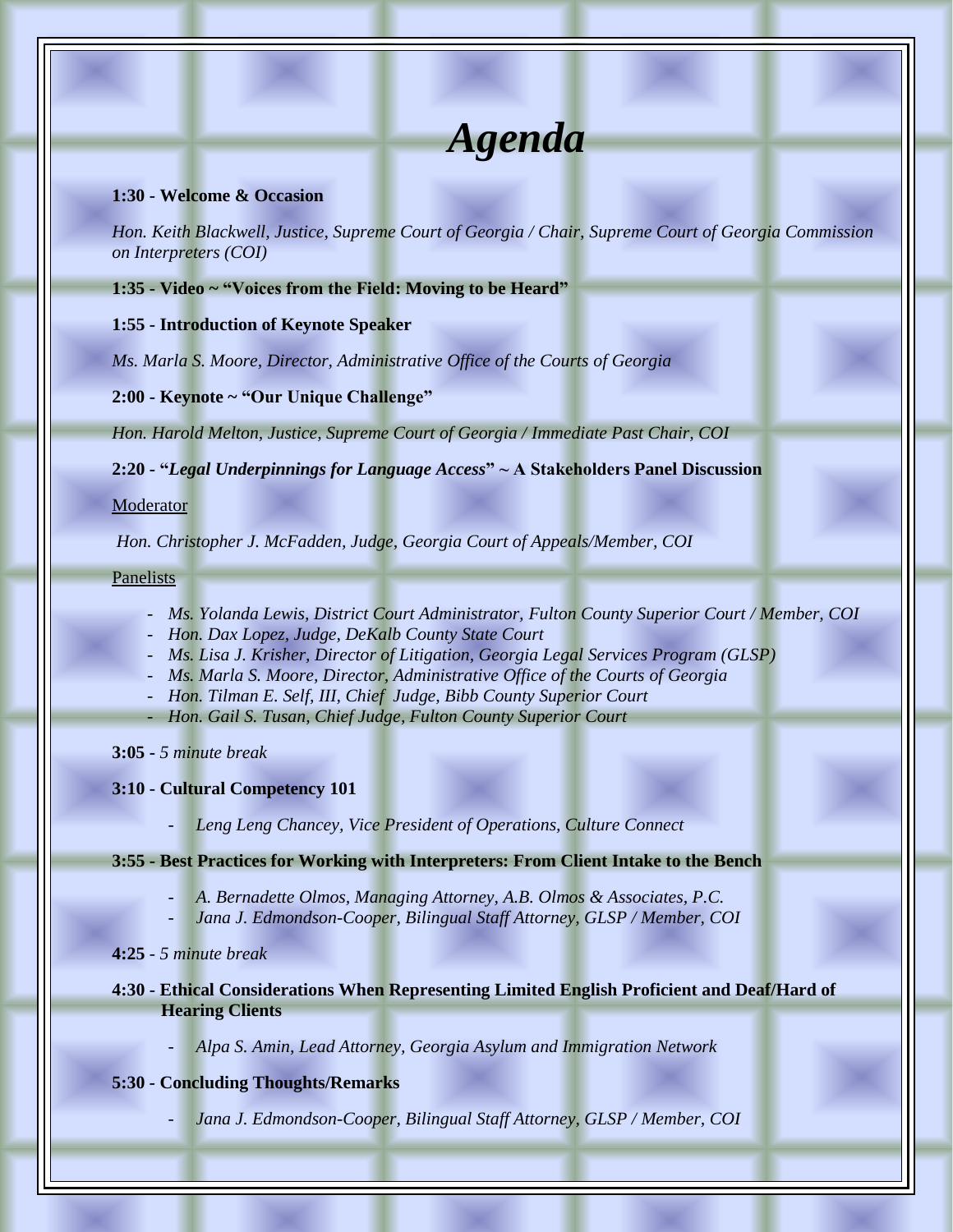# *Agenda*

**1:30 - Welcome & Occasion**

*Hon. Keith Blackwell, Justice, Supreme Court of Georgia / Chair, Supreme Court of Georgia Commission on Interpreters (COI)*

**1:35 - Video ~ "Voices from the Field: Moving to be Heard"**

**1:55 - Introduction of Keynote Speaker**

*Ms. Marla S. Moore, Director, Administrative Office of the Courts of Georgia*

**2:00 - Keynote ~ "Our Unique Challenge"**

*Hon. Harold Melton, Justice, Supreme Court of Georgia / Immediate Past Chair, COI*

**2:20 - "*Legal Underpinnings for Language Access*" ~ A Stakeholders Panel Discussion**

Moderator

*Hon. Christopher J. McFadden, Judge, Georgia Court of Appeals/Member, COI*

Panelists

- *Ms. Yolanda Lewis, District Court Administrator, Fulton County Superior Court / Member, COI*
- *Hon. Dax Lopez, Judge, DeKalb County State Court*
- *Ms. Lisa J. Krisher, Director of Litigation, Georgia Legal Services Program (GLSP)*
- *Ms. Marla S. Moore, Director, Administrative Office of the Courts of Georgia*
- *Hon. Tilman E. Self, III, Chief Judge, Bibb County Superior Court*
- *Hon. Gail S. Tusan, Chief Judge, Fulton County Superior Court*

**3:05 -** *5 minute break*

**3:10 - Cultural Competency 101**

- *Leng Leng Chancey, Vice President of Operations, Culture Connect*

**3:55 - Best Practices for Working with Interpreters: From Client Intake to the Bench**

- *A. Bernadette Olmos, Managing Attorney, A.B. Olmos & Associates, P.C.*
- *Jana J. Edmondson-Cooper, Bilingual Staff Attorney, GLSP / Member, COI*

**4:25** - *5 minute break*

**4:30 - Ethical Considerations When Representing Limited English Proficient and Deaf/Hard of Hearing Clients**

- *Alpa S. Amin, Lead Attorney, Georgia Asylum and Immigration Network*

**5:30 - Concluding Thoughts/Remarks**

- *Jana J. Edmondson-Cooper, Bilingual Staff Attorney, GLSP / Member, COI*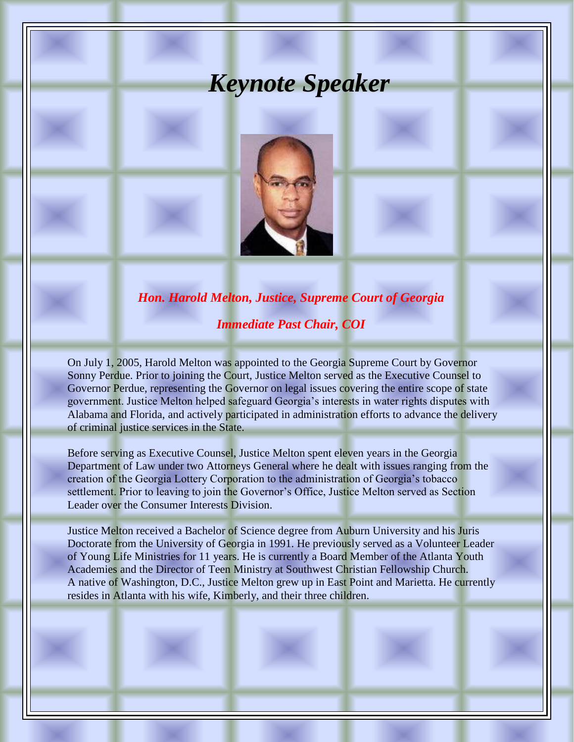# *Keynote Speaker*

***Hon. Harold Melton, Justice, Supreme Court of Georgia***

***Immediate Past Chair, COI***

On July 1, 2005, Harold Melton was appointed to the Georgia Supreme Court by Governor Sonny Perdue. Prior to joining the Court, Justice Melton served as the Executive Counsel to Governor Perdue, representing the Governor on legal issues covering the entire scope of state government. Justice Melton helped safeguard Georgia's interests in water rights disputes with Alabama and Florida, and actively participated in administration efforts to advance the delivery of criminal justice services in the State.

Before serving as Executive Counsel, Justice Melton spent eleven years in the Georgia Department of Law under two Attorneys General where he dealt with issues ranging from the creation of the Georgia Lottery Corporation to the administration of Georgia's tobacco settlement. Prior to leaving to join the Governor's Office, Justice Melton served as Section Leader over the Consumer Interests Division.

Justice Melton received a Bachelor of Science degree from Auburn University and his Juris Doctorate from the University of Georgia in 1991. He previously served as a Volunteer Leader of Young Life Ministries for 11 years. He is currently a Board Member of the Atlanta Youth Academies and the Director of Teen Ministry at Southwest Christian Fellowship Church. A native of Washington, D.C., Justice Melton grew up in East Point and Marietta. He currently resides in Atlanta with his wife, Kimberly, and their three children.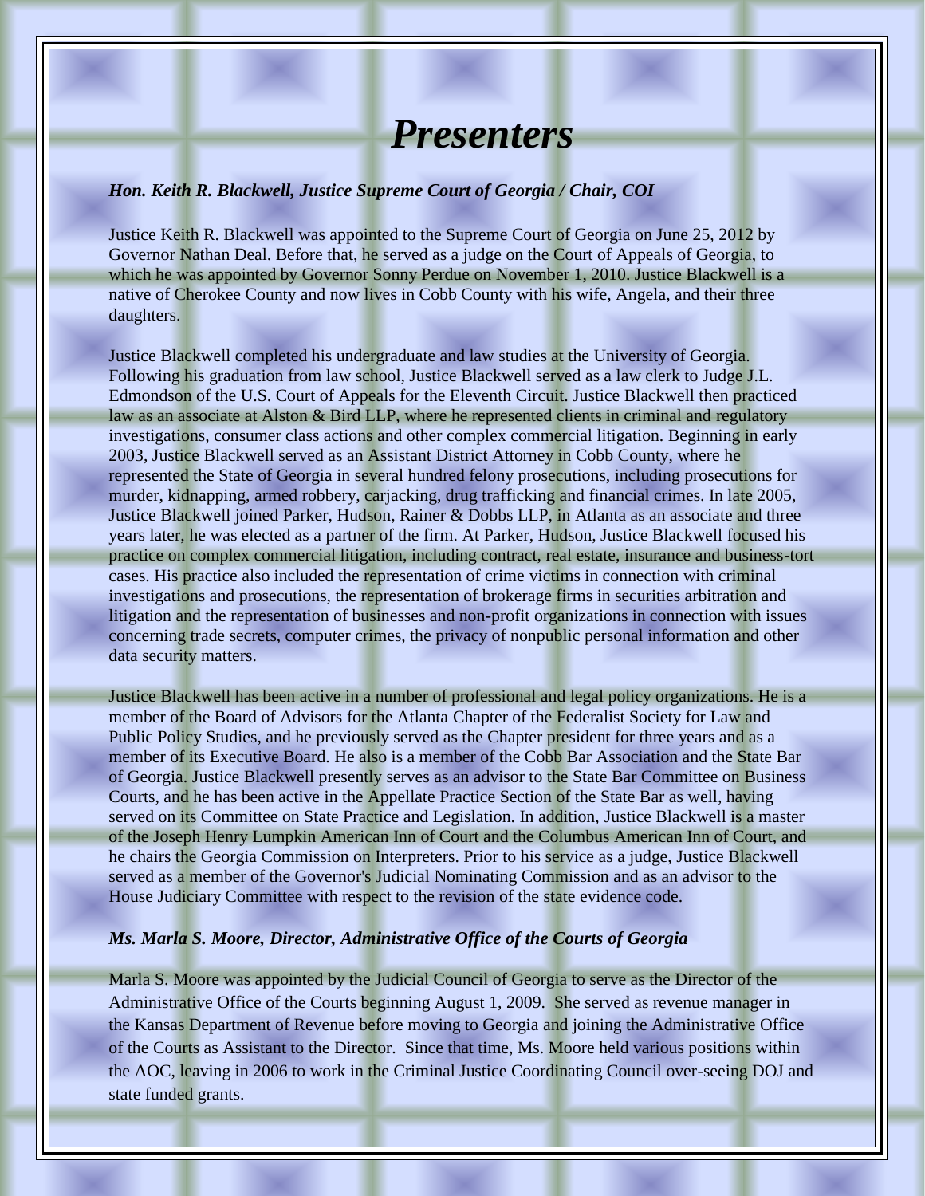# *Presenters*

***Hon. Keith R. Blackwell, Justice Supreme Court of Georgia / Chair, COI***

Justice Keith R. Blackwell was appointed to the Supreme Court of Georgia on June 25, 2012 by Governor Nathan Deal. Before that, he served as a judge on the Court of Appeals of Georgia, to which he was appointed by Governor Sonny Perdue on November 1, 2010. Justice Blackwell is a native of Cherokee County and now lives in Cobb County with his wife, Angela, and their three daughters.

Justice Blackwell completed his undergraduate and law studies at the University of Georgia. Following his graduation from law school, Justice Blackwell served as a law clerk to Judge J.L. Edmondson of the U.S. Court of Appeals for the Eleventh Circuit. Justice Blackwell then practiced law as an associate at Alston & Bird LLP, where he represented clients in criminal and regulatory investigations, consumer class actions and other complex commercial litigation. Beginning in early 2003, Justice Blackwell served as an Assistant District Attorney in Cobb County, where he represented the State of Georgia in several hundred felony prosecutions, including prosecutions for murder, kidnapping, armed robbery, carjacking, drug trafficking and financial crimes. In late 2005, Justice Blackwell joined Parker, Hudson, Rainer & Dobbs LLP, in Atlanta as an associate and three years later, he was elected as a partner of the firm. At Parker, Hudson, Justice Blackwell focused his practice on complex commercial litigation, including contract, real estate, insurance and business-tort cases. His practice also included the representation of crime victims in connection with criminal investigations and prosecutions, the representation of brokerage firms in securities arbitration and litigation and the representation of businesses and non-profit organizations in connection with issues concerning trade secrets, computer crimes, the privacy of nonpublic personal information and other data security matters.

Justice Blackwell has been active in a number of professional and legal policy organizations. He is a member of the Board of Advisors for the Atlanta Chapter of the Federalist Society for Law and Public Policy Studies, and he previously served as the Chapter president for three years and as a member of its Executive Board. He also is a member of the Cobb Bar Association and the State Bar of Georgia. Justice Blackwell presently serves as an advisor to the State Bar Committee on Business Courts, and he has been active in the Appellate Practice Section of the State Bar as well, having served on its Committee on State Practice and Legislation. In addition, Justice Blackwell is a master of the Joseph Henry Lumpkin American Inn of Court and the Columbus American Inn of Court, and he chairs the Georgia Commission on Interpreters. Prior to his service as a judge, Justice Blackwell served as a member of the Governor's Judicial Nominating Commission and as an advisor to the House Judiciary Committee with respect to the revision of the state evidence code.

***Ms. Marla S. Moore, Director, Administrative Office of the Courts of Georgia***

Marla S. Moore was appointed by the Judicial Council of Georgia to serve as the Director of the Administrative Office of the Courts beginning August 1, 2009. She served as revenue manager in the Kansas Department of Revenue before moving to Georgia and joining the Administrative Office of the Courts as Assistant to the Director. Since that time, Ms. Moore held various positions within the AOC, leaving in 2006 to work in the Criminal Justice Coordinating Council over-seeing DOJ and state funded grants.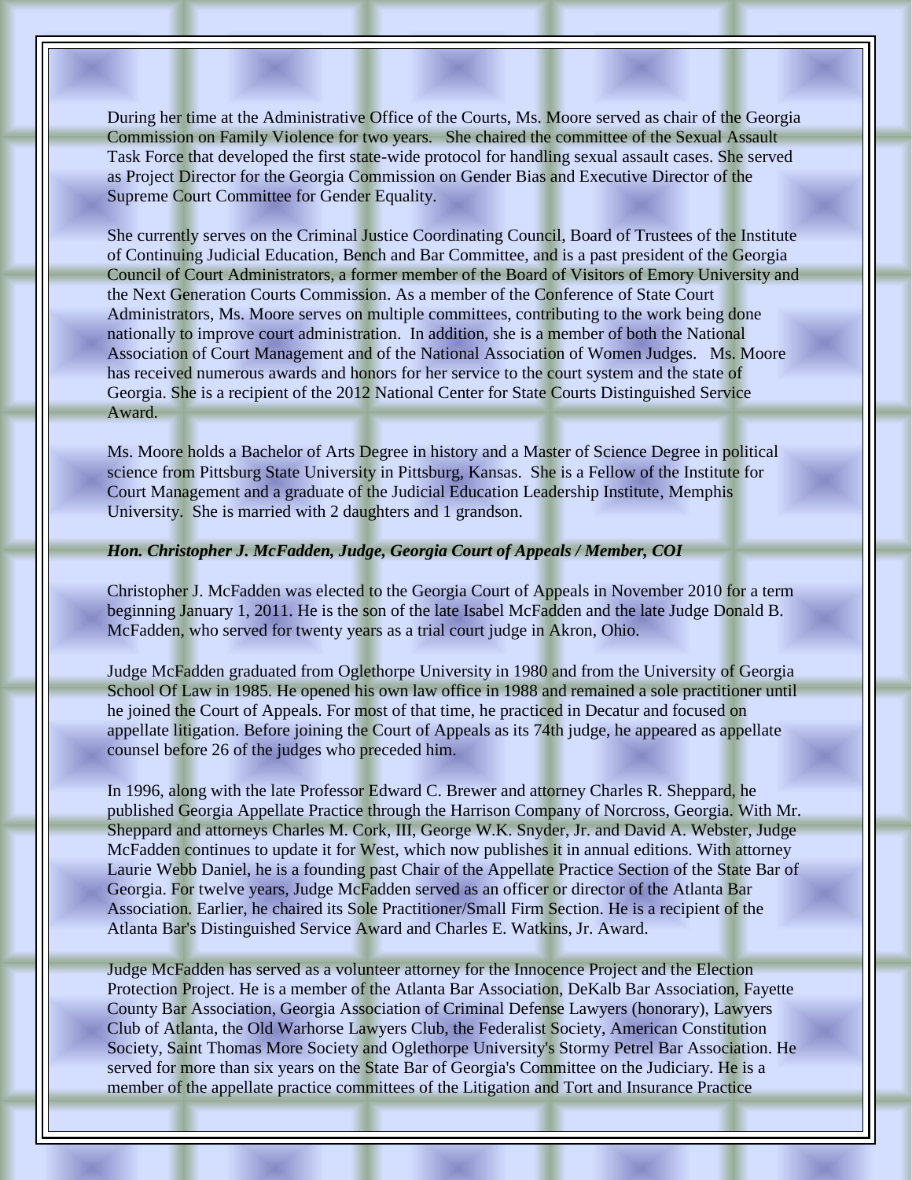During her time at the Administrative Office of the Courts, Ms. Moore served as chair of the Georgia Commission on Family Violence for two years. She chaired the committee of the Sexual Assault Task Force that developed the first state-wide protocol for handling sexual assault cases. She served as Project Director for the Georgia Commission on Gender Bias and Executive Director of the Supreme Court Committee for Gender Equality.

She currently serves on the Criminal Justice Coordinating Council, Board of Trustees of the Institute of Continuing Judicial Education, Bench and Bar Committee, and is a past president of the Georgia Council of Court Administrators, a former member of the Board of Visitors of Emory University and the Next Generation Courts Commission. As a member of the Conference of State Court Administrators, Ms. Moore serves on multiple committees, contributing to the work being done nationally to improve court administration. In addition, she is a member of both the National Association of Court Management and of the National Association of Women Judges. Ms. Moore has received numerous awards and honors for her service to the court system and the state of Georgia. She is a recipient of the 2012 National Center for State Courts Distinguished Service Award.

Ms. Moore holds a Bachelor of Arts Degree in history and a Master of Science Degree in political science from Pittsburg State University in Pittsburg, Kansas. She is a Fellow of the Institute for Court Management and a graduate of the Judicial Education Leadership Institute, Memphis University. She is married with 2 daughters and 1 grandson.

***Hon. Christopher J. McFadden, Judge, Georgia Court of Appeals / Member, COI***

Christopher J. McFadden was elected to the Georgia Court of Appeals in November 2010 for a term beginning January 1, 2011. He is the son of the late Isabel McFadden and the late Judge Donald B. McFadden, who served for twenty years as a trial court judge in Akron, Ohio.

Judge McFadden graduated from Oglethorpe University in 1980 and from the University of Georgia School Of Law in 1985. He opened his own law office in 1988 and remained a sole practitioner until he joined the Court of Appeals. For most of that time, he practiced in Decatur and focused on appellate litigation. Before joining the Court of Appeals as its 74th judge, he appeared as appellate counsel before 26 of the judges who preceded him.

In 1996, along with the late Professor Edward C. Brewer and attorney Charles R. Sheppard, he published Georgia Appellate Practice through the Harrison Company of Norcross, Georgia. With Mr. Sheppard and attorneys Charles M. Cork, III, George W.K. Snyder, Jr. and David A. Webster, Judge McFadden continues to update it for West, which now publishes it in annual editions. With attorney Laurie Webb Daniel, he is a founding past Chair of the Appellate Practice Section of the State Bar of Georgia. For twelve years, Judge McFadden served as an officer or director of the Atlanta Bar Association. Earlier, he chaired its Sole Practitioner/Small Firm Section. He is a recipient of the Atlanta Bar's Distinguished Service Award and Charles E. Watkins, Jr. Award.

Judge McFadden has served as a volunteer attorney for the Innocence Project and the Election Protection Project. He is a member of the Atlanta Bar Association, DeKalb Bar Association, Fayette County Bar Association, Georgia Association of Criminal Defense Lawyers (honorary), Lawyers Club of Atlanta, the Old Warhorse Lawyers Club, the Federalist Society, American Constitution Society, Saint Thomas More Society and Oglethorpe University's Stormy Petrel Bar Association. He served for more than six years on the State Bar of Georgia's Committee on the Judiciary. He is a member of the appellate practice committees of the Litigation and Tort and Insurance Practice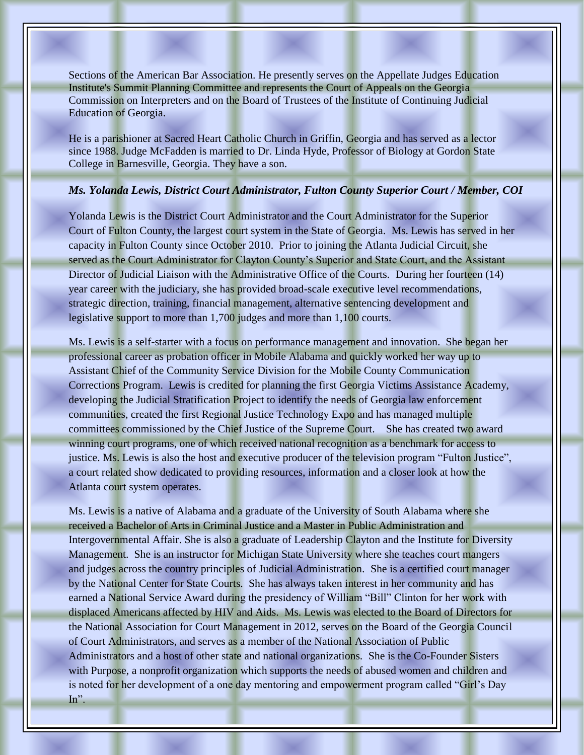Sections of the American Bar Association. He presently serves on the Appellate Judges Education Institute's Summit Planning Committee and represents the Court of Appeals on the Georgia Commission on Interpreters and on the Board of Trustees of the Institute of Continuing Judicial Education of Georgia.

He is a parishioner at Sacred Heart Catholic Church in Griffin, Georgia and has served as a lector since 1988. Judge McFadden is married to Dr. Linda Hyde, Professor of Biology at Gordon State College in Barnesville, Georgia. They have a son.

***Ms. Yolanda Lewis, District Court Administrator, Fulton County Superior Court / Member, COI***

Yolanda Lewis is the District Court Administrator and the Court Administrator for the Superior Court of Fulton County, the largest court system in the State of Georgia. Ms. Lewis has served in her capacity in Fulton County since October 2010. Prior to joining the Atlanta Judicial Circuit, she served as the Court Administrator for Clayton County's Superior and State Court, and the Assistant Director of Judicial Liaison with the Administrative Office of the Courts. During her fourteen (14) year career with the judiciary, she has provided broad-scale executive level recommendations, strategic direction, training, financial management, alternative sentencing development and legislative support to more than 1,700 judges and more than 1,100 courts.

Ms. Lewis is a self-starter with a focus on performance management and innovation. She began her professional career as probation officer in Mobile Alabama and quickly worked her way up to Assistant Chief of the Community Service Division for the Mobile County Communication Corrections Program. Lewis is credited for planning the first Georgia Victims Assistance Academy, developing the Judicial Stratification Project to identify the needs of Georgia law enforcement communities, created the first Regional Justice Technology Expo and has managed multiple committees commissioned by the Chief Justice of the Supreme Court. She has created two award winning court programs, one of which received national recognition as a benchmark for access to justice. Ms. Lewis is also the host and executive producer of the television program "Fulton Justice", a court related show dedicated to providing resources, information and a closer look at how the Atlanta court system operates.

Ms. Lewis is a native of Alabama and a graduate of the University of South Alabama where she received a Bachelor of Arts in Criminal Justice and a Master in Public Administration and Intergovernmental Affair. She is also a graduate of Leadership Clayton and the Institute for Diversity Management. She is an instructor for Michigan State University where she teaches court mangers and judges across the country principles of Judicial Administration. She is a certified court manager by the National Center for State Courts. She has always taken interest in her community and has earned a National Service Award during the presidency of William "Bill" Clinton for her work with displaced Americans affected by HIV and Aids. Ms. Lewis was elected to the Board of Directors for the National Association for Court Management in 2012, serves on the Board of the Georgia Council of Court Administrators, and serves as a member of the National Association of Public Administrators and a host of other state and national organizations. She is the Co-Founder Sisters with Purpose, a nonprofit organization which supports the needs of abused women and children and is noted for her development of a one day mentoring and empowerment program called "Girl's Day In".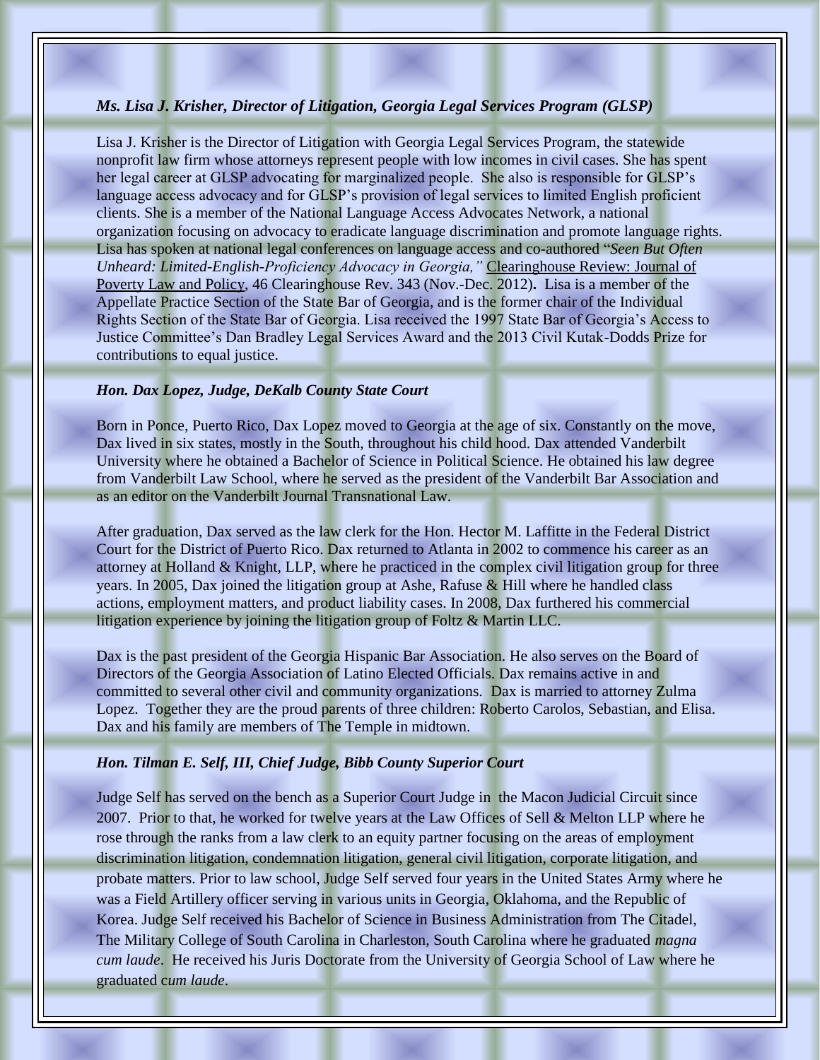***Ms. Lisa J. Krisher, Director of Litigation, Georgia Legal Services Program (GLSP)***

Lisa J. Krisher is the Director of Litigation with Georgia Legal Services Program, the statewide nonprofit law firm whose attorneys represent people with low incomes in civil cases. She has spent her legal career at GLSP advocating for marginalized people. She also is responsible for GLSP's language access advocacy and for GLSP's provision of legal services to limited English proficient clients. She is a member of the National Language Access Advocates Network, a national organization focusing on advocacy to eradicate language discrimination and promote language rights. Lisa has spoken at national legal conferences on language access and co-authored "*Seen But Often Unheard: Limited-English-Proficiency Advocacy in Georgia,"* Clearinghouse Review: Journal of Poverty Law and Policy, 46 Clearinghouse Rev. 343 (Nov.-Dec. 2012)**.** Lisa is a member of the Appellate Practice Section of the State Bar of Georgia, and is the former chair of the Individual Rights Section of the State Bar of Georgia. Lisa received the 1997 State Bar of Georgia's Access to Justice Committee's Dan Bradley Legal Services Award and the 2013 Civil Kutak-Dodds Prize for contributions to equal justice.

***Hon. Dax Lopez, Judge, DeKalb County State Court***

Born in Ponce, Puerto Rico, Dax Lopez moved to Georgia at the age of six. Constantly on the move, Dax lived in six states, mostly in the South, throughout his child hood. Dax attended Vanderbilt University where he obtained a Bachelor of Science in Political Science. He obtained his law degree from Vanderbilt Law School, where he served as the president of the Vanderbilt Bar Association and as an editor on the Vanderbilt Journal Transnational Law.

After graduation, Dax served as the law clerk for the Hon. Hector M. Laffitte in the Federal District Court for the District of Puerto Rico. Dax returned to Atlanta in 2002 to commence his career as an attorney at Holland & Knight, LLP, where he practiced in the complex civil litigation group for three years. In 2005, Dax joined the litigation group at Ashe, Rafuse & Hill where he handled class actions, employment matters, and product liability cases. In 2008, Dax furthered his commercial litigation experience by joining the litigation group of Foltz & Martin LLC.

Dax is the past president of the Georgia Hispanic Bar Association. He also serves on the Board of Directors of the Georgia Association of Latino Elected Officials. Dax remains active in and committed to several other civil and community organizations. Dax is married to attorney Zulma Lopez. Together they are the proud parents of three children: Roberto Carolos, Sebastian, and Elisa. Dax and his family are members of The Temple in midtown.

***Hon. Tilman E. Self, III, Chief Judge, Bibb County Superior Court***

Judge Self has served on the bench as a Superior Court Judge in the Macon Judicial Circuit since 2007. Prior to that, he worked for twelve years at the Law Offices of Sell & Melton LLP where he rose through the ranks from a law clerk to an equity partner focusing on the areas of employment discrimination litigation, condemnation litigation, general civil litigation, corporate litigation, and probate matters. Prior to law school, Judge Self served four years in the United States Army where he was a Field Artillery officer serving in various units in Georgia, Oklahoma, and the Republic of Korea. Judge Self received his Bachelor of Science in Business Administration from The Citadel, The Military College of South Carolina in Charleston, South Carolina where he graduated *magna cum laude*. He received his Juris Doctorate from the University of Georgia School of Law where he graduated *cum laude*.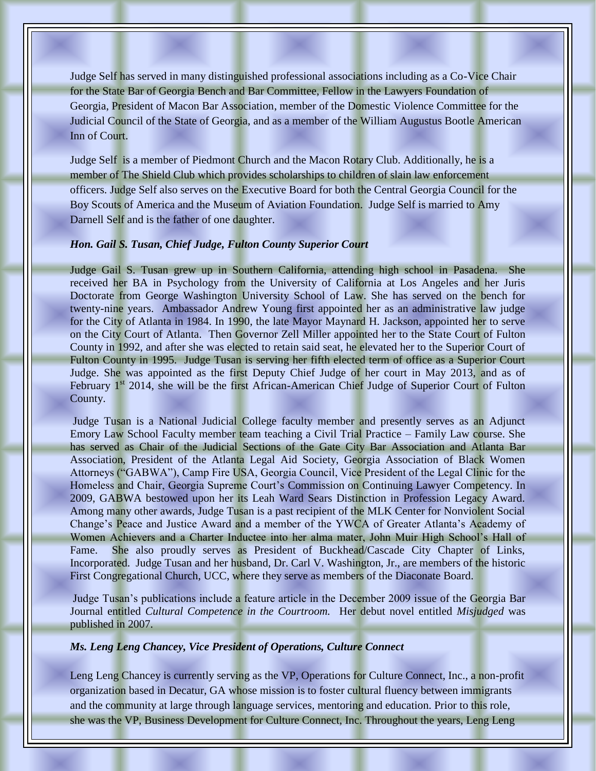Judge Self has served in many distinguished professional associations including as a Co-Vice Chair for the State Bar of Georgia Bench and Bar Committee, Fellow in the Lawyers Foundation of Georgia, President of Macon Bar Association, member of the Domestic Violence Committee for the Judicial Council of the State of Georgia, and as a member of the William Augustus Bootle American Inn of Court.

Judge Self is a member of Piedmont Church and the Macon Rotary Club. Additionally, he is a member of The Shield Club which provides scholarships to children of slain law enforcement officers. Judge Self also serves on the Executive Board for both the Central Georgia Council for the Boy Scouts of America and the Museum of Aviation Foundation. Judge Self is married to Amy Darnell Self and is the father of one daughter.

***Hon. Gail S. Tusan, Chief Judge, Fulton County Superior Court***

Judge Gail S. Tusan grew up in Southern California, attending high school in Pasadena. She received her BA in Psychology from the University of California at Los Angeles and her Juris Doctorate from George Washington University School of Law. She has served on the bench for twenty-nine years. Ambassador Andrew Young first appointed her as an administrative law judge for the City of Atlanta in 1984. In 1990, the late Mayor Maynard H. Jackson, appointed her to serve on the City Court of Atlanta. Then Governor Zell Miller appointed her to the State Court of Fulton County in 1992, and after she was elected to retain said seat, he elevated her to the Superior Court of Fulton County in 1995. Judge Tusan is serving her fifth elected term of office as a Superior Court Judge. She was appointed as the first Deputy Chief Judge of her court in May 2013, and as of February 1st 2014, she will be the first African-American Chief Judge of Superior Court of Fulton County.

Judge Tusan is a National Judicial College faculty member and presently serves as an Adjunct Emory Law School Faculty member team teaching a Civil Trial Practice – Family Law course. She has served as Chair of the Judicial Sections of the Gate City Bar Association and Atlanta Bar Association, President of the Atlanta Legal Aid Society, Georgia Association of Black Women Attorneys ("GABWA"), Camp Fire USA, Georgia Council, Vice President of the Legal Clinic for the Homeless and Chair, Georgia Supreme Court's Commission on Continuing Lawyer Competency. In 2009, GABWA bestowed upon her its Leah Ward Sears Distinction in Profession Legacy Award. Among many other awards, Judge Tusan is a past recipient of the MLK Center for Nonviolent Social Change's Peace and Justice Award and a member of the YWCA of Greater Atlanta's Academy of Women Achievers and a Charter Inductee into her alma mater, John Muir High School's Hall of Fame. She also proudly serves as President of Buckhead/Cascade City Chapter of Links, Incorporated. Judge Tusan and her husband, Dr. Carl V. Washington, Jr., are members of the historic First Congregational Church, UCC, where they serve as members of the Diaconate Board.

Judge Tusan's publications include a feature article in the December 2009 issue of the Georgia Bar Journal entitled *Cultural Competence in the Courtroom.* Her debut novel entitled *Misjudged* was published in 2007.

***Ms. Leng Leng Chancey, Vice President of Operations, Culture Connect***

Leng Leng Chancey is currently serving as the VP, Operations for Culture Connect, Inc., a non-profit organization based in Decatur, GA whose mission is to foster cultural fluency between immigrants and the community at large through language services, mentoring and education. Prior to this role, she was the VP, Business Development for Culture Connect, Inc. Throughout the years, Leng Leng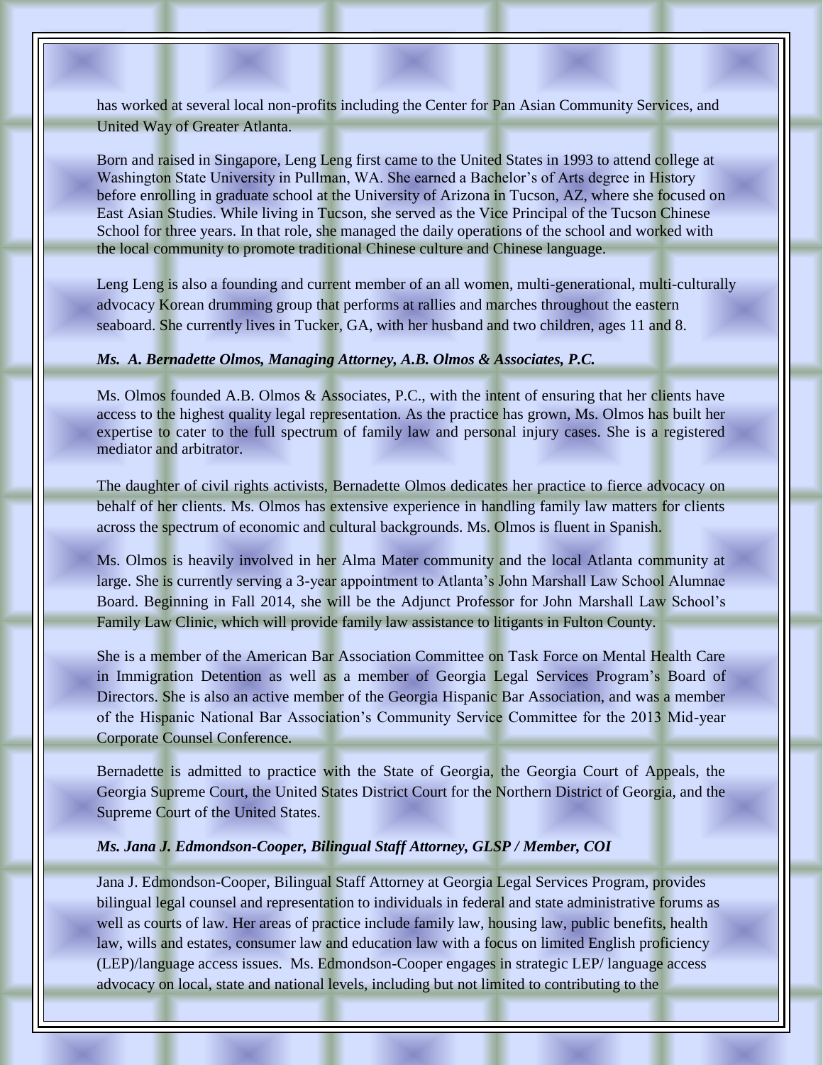has worked at several local non-profits including the Center for Pan Asian Community Services, and United Way of Greater Atlanta.

Born and raised in Singapore, Leng Leng first came to the United States in 1993 to attend college at Washington State University in Pullman, WA. She earned a Bachelor's of Arts degree in History before enrolling in graduate school at the University of Arizona in Tucson, AZ, where she focused on East Asian Studies. While living in Tucson, she served as the Vice Principal of the Tucson Chinese School for three years. In that role, she managed the daily operations of the school and worked with the local community to promote traditional Chinese culture and Chinese language.

Leng Leng is also a founding and current member of an all women, multi-generational, multi-culturally advocacy Korean drumming group that performs at rallies and marches throughout the eastern seaboard. She currently lives in Tucker, GA, with her husband and two children, ages 11 and 8.

***Ms. A. Bernadette Olmos, Managing Attorney, A.B. Olmos & Associates, P.C.***

Ms. Olmos founded A.B. Olmos & Associates, P.C., with the intent of ensuring that her clients have access to the highest quality legal representation. As the practice has grown, Ms. Olmos has built her expertise to cater to the full spectrum of family law and personal injury cases. She is a registered mediator and arbitrator.

The daughter of civil rights activists, Bernadette Olmos dedicates her practice to fierce advocacy on behalf of her clients. Ms. Olmos has extensive experience in handling family law matters for clients across the spectrum of economic and cultural backgrounds. Ms. Olmos is fluent in Spanish.

Ms. Olmos is heavily involved in her Alma Mater community and the local Atlanta community at large. She is currently serving a 3-year appointment to Atlanta's John Marshall Law School Alumnae Board. Beginning in Fall 2014, she will be the Adjunct Professor for John Marshall Law School's Family Law Clinic, which will provide family law assistance to litigants in Fulton County.

She is a member of the American Bar Association Committee on Task Force on Mental Health Care in Immigration Detention as well as a member of Georgia Legal Services Program's Board of Directors. She is also an active member of the Georgia Hispanic Bar Association, and was a member of the Hispanic National Bar Association's Community Service Committee for the 2013 Mid-year Corporate Counsel Conference.

Bernadette is admitted to practice with the State of Georgia, the Georgia Court of Appeals, the Georgia Supreme Court, the United States District Court for the Northern District of Georgia, and the Supreme Court of the United States.

***Ms. Jana J. Edmondson-Cooper, Bilingual Staff Attorney, GLSP / Member, COI***

Jana J. Edmondson-Cooper, Bilingual Staff Attorney at Georgia Legal Services Program, provides bilingual legal counsel and representation to individuals in federal and state administrative forums as well as courts of law. Her areas of practice include family law, housing law, public benefits, health law, wills and estates, consumer law and education law with a focus on limited English proficiency (LEP)/language access issues. Ms. Edmondson-Cooper engages in strategic LEP/ language access advocacy on local, state and national levels, including but not limited to contributing to the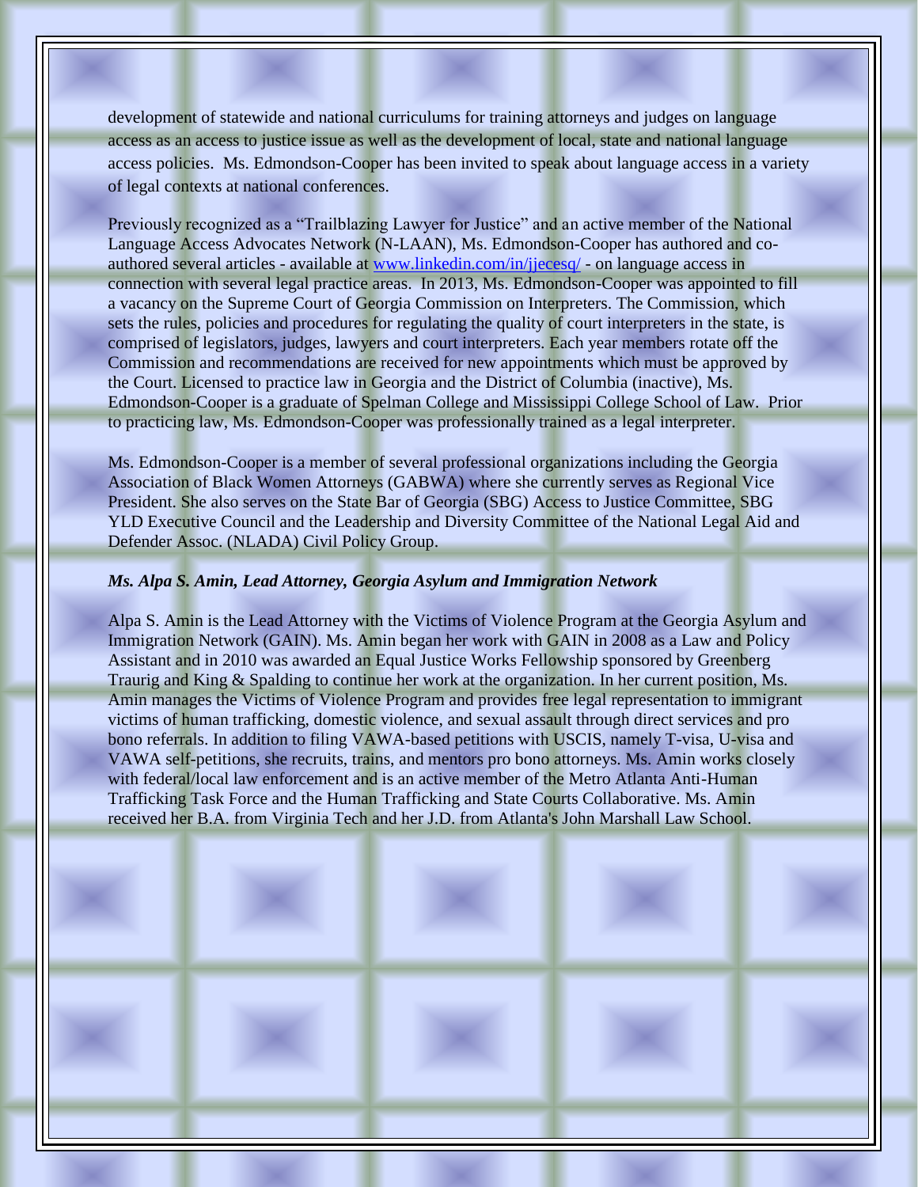development of statewide and national curriculums for training attorneys and judges on language access as an access to justice issue as well as the development of local, state and national language access policies.  Ms. Edmondson-Cooper has been invited to speak about language access in a variety of legal contexts at national conferences.

Previously recognized as a "Trailblazing Lawyer for Justice" and an active member of the National Language Access Advocates Network (N-LAAN), Ms. Edmondson-Cooper has authored and co-authored several articles - available at [www.linkedin.com/in/jjecesq/](www.linkedin.com/in/jjecesq/) - on language access in connection with several legal practice areas.  In 2013, Ms. Edmondson-Cooper was appointed to fill a vacancy on the Supreme Court of Georgia Commission on Interpreters. The Commission, which sets the rules, policies and procedures for regulating the quality of court interpreters in the state, is comprised of legislators, judges, lawyers and court interpreters. Each year members rotate off the Commission and recommendations are received for new appointments which must be approved by the Court. Licensed to practice law in Georgia and the District of Columbia (inactive), Ms. Edmondson-Cooper is a graduate of Spelman College and Mississippi College School of Law.  Prior to practicing law, Ms. Edmondson-Cooper was professionally trained as a legal interpreter.

Ms. Edmondson-Cooper is a member of several professional organizations including the Georgia Association of Black Women Attorneys (GABWA) where she currently serves as Regional Vice President. She also serves on the State Bar of Georgia (SBG) Access to Justice Committee, SBG YLD Executive Council and the Leadership and Diversity Committee of the National Legal Aid and Defender Assoc. (NLADA) Civil Policy Group.

***Ms. Alpa S. Amin, Lead Attorney, Georgia Asylum and Immigration Network***

Alpa S. Amin is the Lead Attorney with the Victims of Violence Program at the Georgia Asylum and Immigration Network (GAIN). Ms. Amin began her work with GAIN in 2008 as a Law and Policy Assistant and in 2010 was awarded an Equal Justice Works Fellowship sponsored by Greenberg Traurig and King & Spalding to continue her work at the organization. In her current position, Ms. Amin manages the Victims of Violence Program and provides free legal representation to immigrant victims of human trafficking, domestic violence, and sexual assault through direct services and pro bono referrals. In addition to filing VAWA-based petitions with USCIS, namely T-visa, U-visa and VAWA self-petitions, she recruits, trains, and mentors pro bono attorneys. Ms. Amin works closely with federal/local law enforcement and is an active member of the Metro Atlanta Anti-Human Trafficking Task Force and the Human Trafficking and State Courts Collaborative. Ms. Amin received her B.A. from Virginia Tech and her J.D. from Atlanta's John Marshall Law School.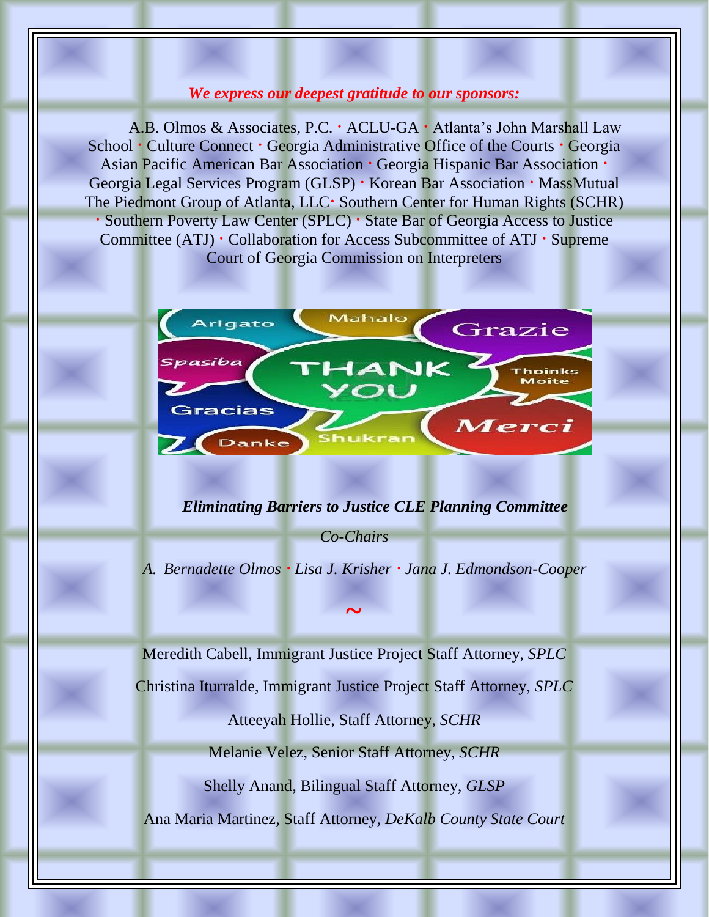*We express our deepest gratitude to our sponsors:*

A.B. Olmos & Associates, P.C. · ACLU-GA · Atlanta's John Marshall Law School · Culture Connect · Georgia Administrative Office of the Courts · Georgia Asian Pacific American Bar Association · Georgia Hispanic Bar Association · Georgia Legal Services Program (GLSP) · Korean Bar Association · MassMutual The Piedmont Group of Atlanta, LLC· Southern Center for Human Rights (SCHR) · Southern Poverty Law Center (SPLC) · State Bar of Georgia Access to Justice Committee (ATJ) · Collaboration for Access Subcommittee of ATJ · Supreme Court of Georgia Commission on Interpreters

***Eliminating Barriers to Justice CLE Planning Committee***

*Co-Chairs*

*A. Bernadette Olmos · Lisa J. Krisher · Jana J. Edmondson-Cooper*

~

Meredith Cabell, Immigrant Justice Project Staff Attorney, *SPLC*

Christina Iturralde, Immigrant Justice Project Staff Attorney, *SPLC*

Atteeyah Hollie, Staff Attorney, *SCHR*

Melanie Velez, Senior Staff Attorney, *SCHR*

Shelly Anand, Bilingual Staff Attorney, *GLSP*

Ana Maria Martinez, Staff Attorney, *DeKalb County State Court*